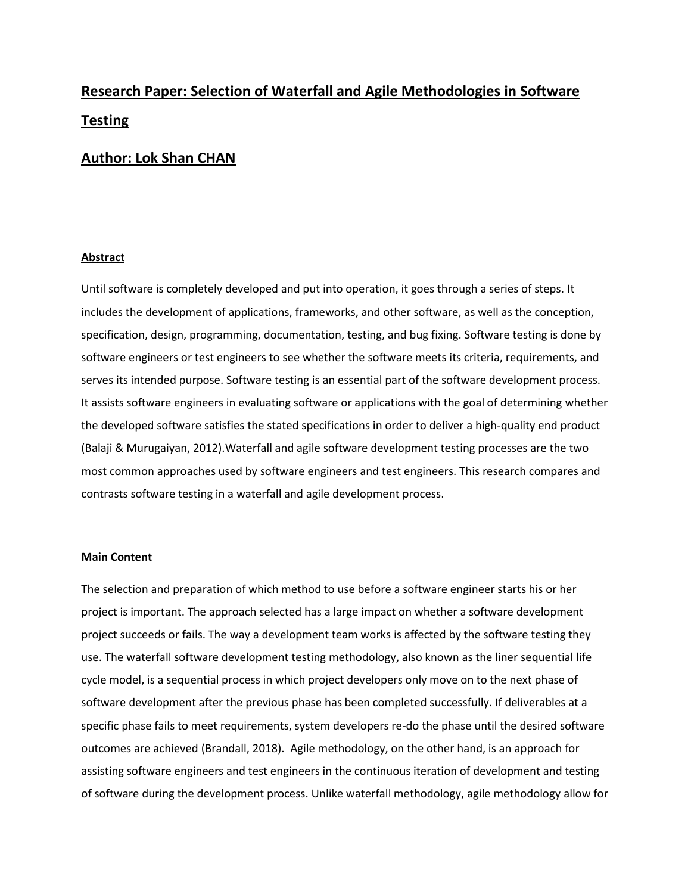# Research Paper: Selection of Waterfall and Agile Methodologies in Software Testing

## Author: Lok Shan CHAN

### Abstract

Until software is completely developed and put into operation, it goes through a series of steps. It includes the development of applications, frameworks, and other software, as well as the conception, specification, design, programming, documentation, testing, and bug fixing. Software testing is done by software engineers or test engineers to see whether the software meets its criteria, requirements, and serves its intended purpose. Software testing is an essential part of the software development process. It assists software engineers in evaluating software or applications with the goal of determining whether the developed software satisfies the stated specifications in order to deliver a high-quality end product (Balaji & Murugaiyan, 2012).Waterfall and agile software development testing processes are the two most common approaches used by software engineers and test engineers. This research compares and contrasts software testing in a waterfall and agile development process.

### Main Content

The selection and preparation of which method to use before a software engineer starts his or her project is important. The approach selected has a large impact on whether a software development project succeeds or fails. The way a development team works is affected by the software testing they use. The waterfall software development testing methodology, also known as the liner sequential life cycle model, is a sequential process in which project developers only move on to the next phase of software development after the previous phase has been completed successfully. If deliverables at a specific phase fails to meet requirements, system developers re-do the phase until the desired software outcomes are achieved (Brandall, 2018). Agile methodology, on the other hand, is an approach for assisting software engineers and test engineers in the continuous iteration of development and testing of software during the development process. Unlike waterfall methodology, agile methodology allow for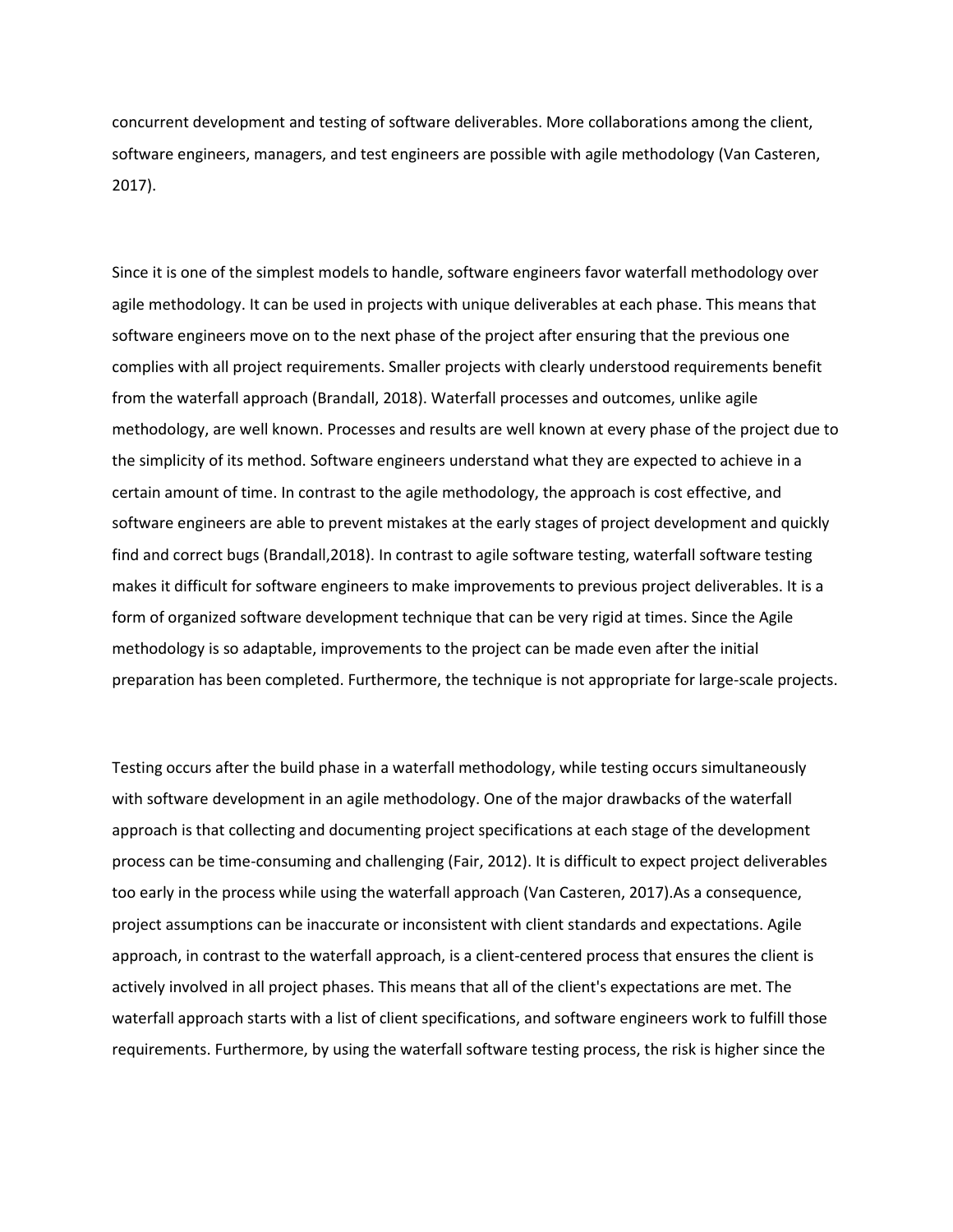concurrent development and testing of software deliverables. More collaborations among the client, software engineers, managers, and test engineers are possible with agile methodology (Van Casteren, 2017).

Since it is one of the simplest models to handle, software engineers favor waterfall methodology over agile methodology. It can be used in projects with unique deliverables at each phase. This means that software engineers move on to the next phase of the project after ensuring that the previous one complies with all project requirements. Smaller projects with clearly understood requirements benefit from the waterfall approach (Brandall, 2018). Waterfall processes and outcomes, unlike agile methodology, are well known. Processes and results are well known at every phase of the project due to the simplicity of its method. Software engineers understand what they are expected to achieve in a certain amount of time. In contrast to the agile methodology, the approach is cost effective, and software engineers are able to prevent mistakes at the early stages of project development and quickly find and correct bugs (Brandall,2018). In contrast to agile software testing, waterfall software testing makes it difficult for software engineers to make improvements to previous project deliverables. It is a form of organized software development technique that can be very rigid at times. Since the Agile methodology is so adaptable, improvements to the project can be made even after the initial preparation has been completed. Furthermore, the technique is not appropriate for large-scale projects.

Testing occurs after the build phase in a waterfall methodology, while testing occurs simultaneously with software development in an agile methodology. One of the major drawbacks of the waterfall approach is that collecting and documenting project specifications at each stage of the development process can be time-consuming and challenging (Fair, 2012). It is difficult to expect project deliverables too early in the process while using the waterfall approach (Van Casteren, 2017).As a consequence, project assumptions can be inaccurate or inconsistent with client standards and expectations. Agile approach, in contrast to the waterfall approach, is a client-centered process that ensures the client is actively involved in all project phases. This means that all of the client's expectations are met. The waterfall approach starts with a list of client specifications, and software engineers work to fulfill those requirements. Furthermore, by using the waterfall software testing process, the risk is higher since the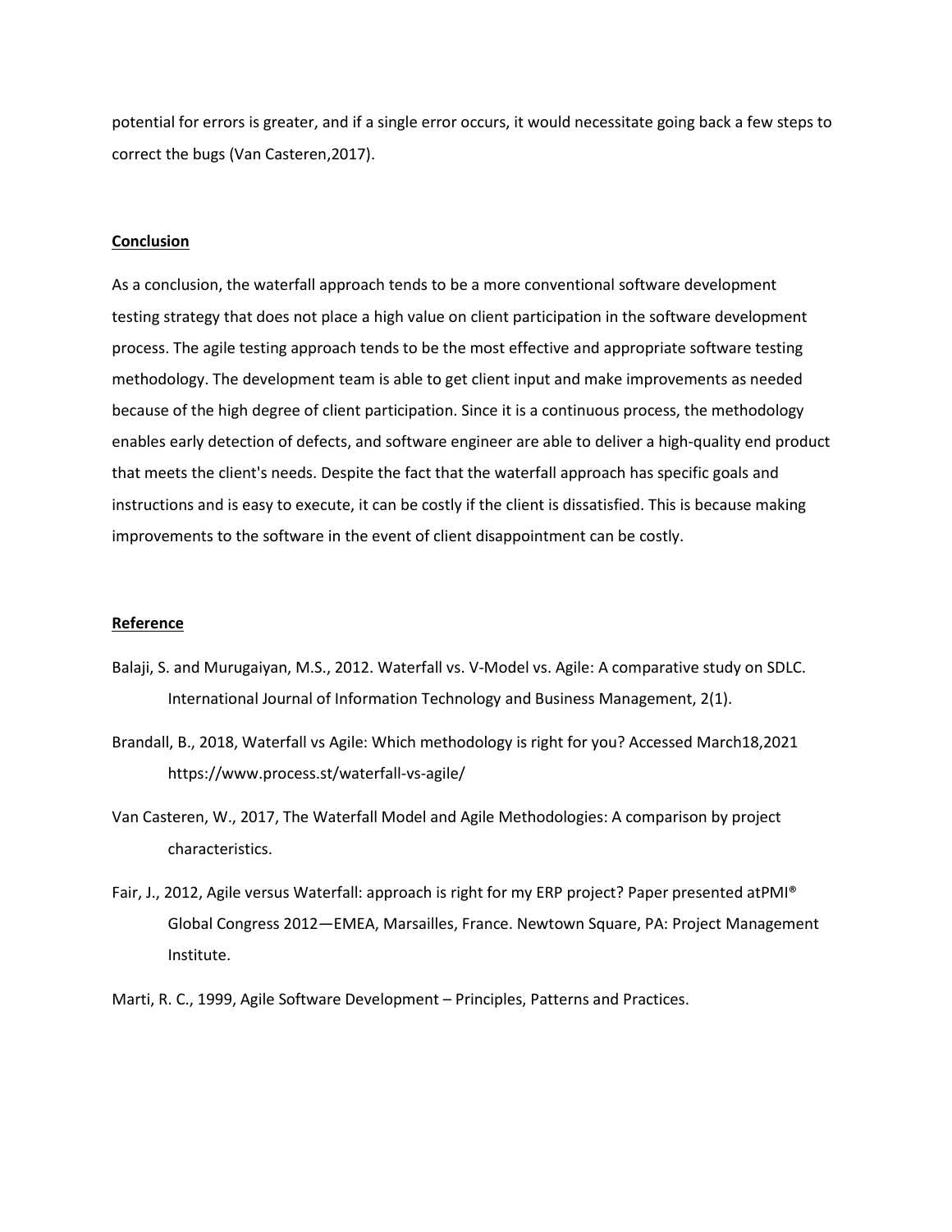potential for errors is greater, and if a single error occurs, it would necessitate going back a few steps to correct the bugs (Van Casteren,2017).

## Conclusion

As a conclusion, the waterfall approach tends to be a more conventional software development testing strategy that does not place a high value on client participation in the software development process. The agile testing approach tends to be the most effective and appropriate software testing methodology. The development team is able to get client input and make improvements as needed because of the high degree of client participation. Since it is a continuous process, the methodology enables early detection of defects, and software engineer are able to deliver a high-quality end product that meets the client's needs. Despite the fact that the waterfall approach has specific goals and instructions and is easy to execute, it can be costly if the client is dissatisfied. This is because making improvements to the software in the event of client disappointment can be costly.

## Reference

Balaji, S. and Murugaiyan, M.S., 2012. Waterfall vs. V-Model vs. Agile: A comparative study on SDLC. International Journal of Information Technology and Business Management, 2(1).

Brandall, B., 2018, Waterfall vs Agile: Which methodology is right for you? Accessed March18,2021 https://www.process.st/waterfall-vs-agile/

Van Casteren, W., 2017, The Waterfall Model and Agile Methodologies: A comparison by project characteristics.

Fair, J., 2012, Agile versus Waterfall: approach is right for my ERP project? Paper presented atPMI® Global Congress 2012—EMEA, Marsailles, France. Newtown Square, PA: Project Management Institute.

Marti, R. C., 1999, Agile Software Development – Principles, Patterns and Practices.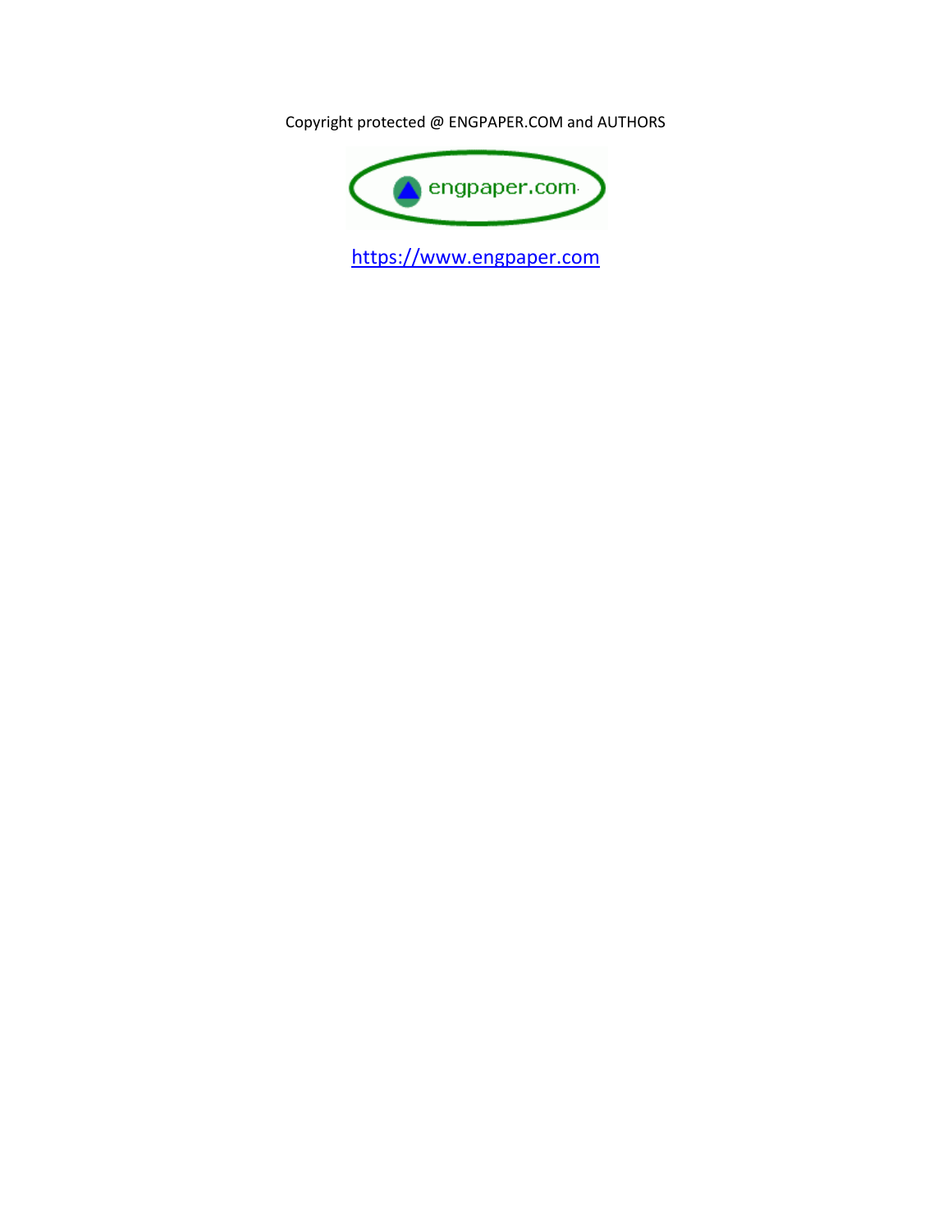Copyright protected @ ENGPAPER.COM and AUTHORS

engpaper.com

https://www.engpaper.com